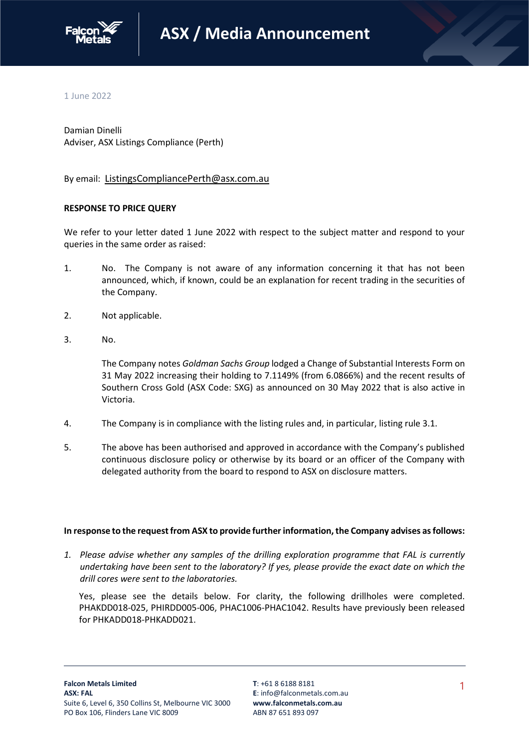# ASX / Media Announcement

1 June 2022

Damian Dinelli
Adviser, ASX Listings Compliance (Perth)

By email: ListingsCompliancePerth@asx.com.au

**RESPONSE TO PRICE QUERY**

We refer to your letter dated 1 June 2022 with respect to the subject matter and respond to your queries in the same order as raised:

1. No. The Company is not aware of any information concerning it that has not been announced, which, if known, could be an explanation for recent trading in the securities of the Company.

2. Not applicable.

3. No.

   The Company notes *Goldman Sachs Group* lodged a Change of Substantial Interests Form on 31 May 2022 increasing their holding to 7.1149% (from 6.0866%) and the recent results of Southern Cross Gold (ASX Code: SXG) as announced on 30 May 2022 that is also active in Victoria.

4. The Company is in compliance with the listing rules and, in particular, listing rule 3.1.

5. The above has been authorised and approved in accordance with the Company's published continuous disclosure policy or otherwise by its board or an officer of the Company with delegated authority from the board to respond to ASX on disclosure matters.

**In response to the request from ASX to provide further information, the Company advises as follows:**

1. *Please advise whether any samples of the drilling exploration programme that FAL is currently undertaking have been sent to the laboratory? If yes, please provide the exact date on which the drill cores were sent to the laboratories.*

   Yes, please see the details below. For clarity, the following drillholes were completed. PHAKDD018-025, PHIRDD005-006, PHAC1006-PHAC1042. Results have previously been released for PHKADD018-PHKADD021.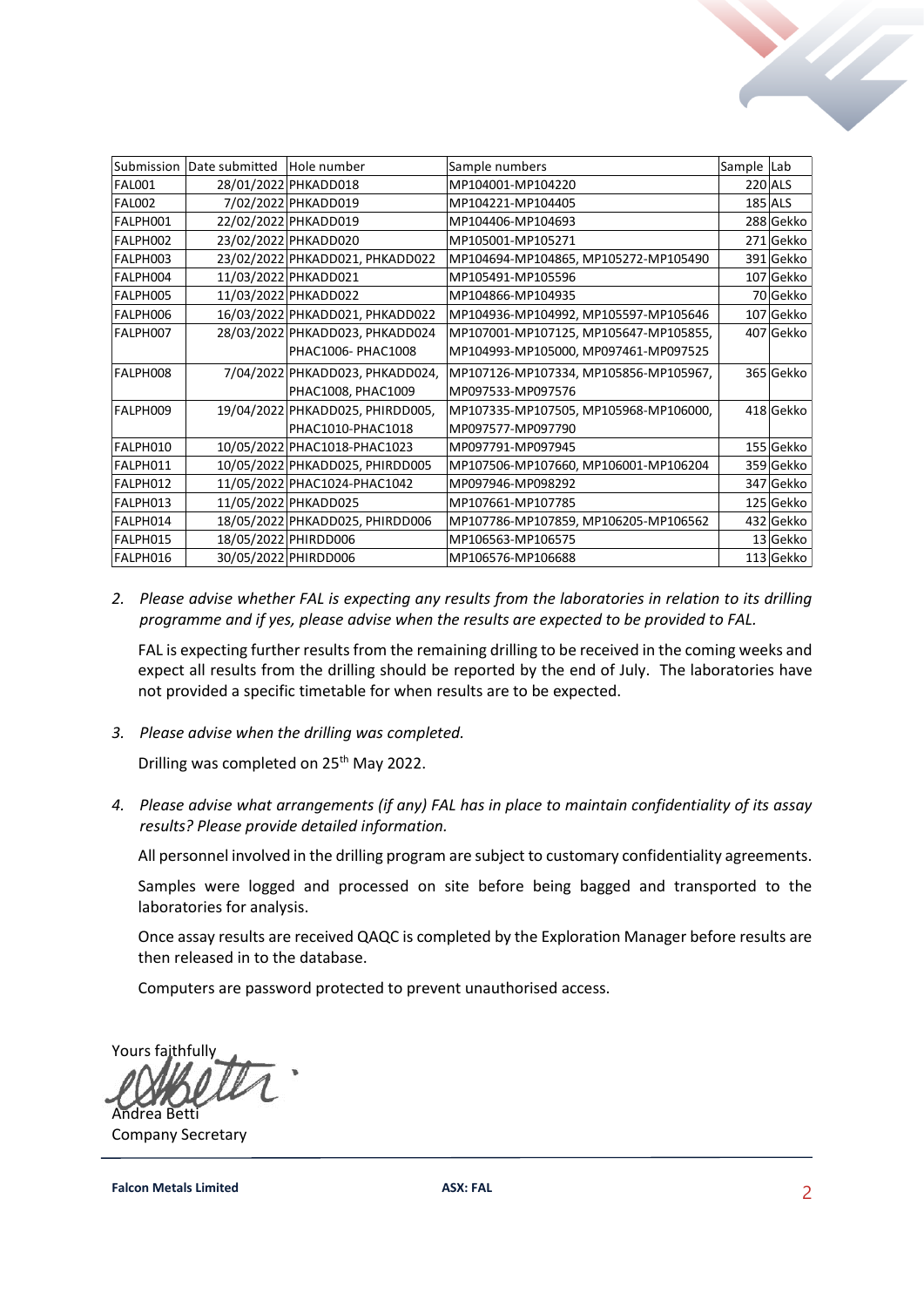| Submission | Date submitted | Hole number | Sample numbers | Sample | Lab |
| --- | --- | --- | --- | --- | --- |
| FAL001 | 28/01/2022 | PHKADD018 | MP104001-MP104220 | 220 | ALS |
| FAL002 | 7/02/2022 | PHKADD019 | MP104221-MP104405 | 185 | ALS |
| FALPH001 | 22/02/2022 | PHKADD019 | MP104406-MP104693 | 288 | Gekko |
| FALPH002 | 23/02/2022 | PHKADD020 | MP105001-MP105271 | 271 | Gekko |
| FALPH003 | 23/02/2022 | PHKADD021, PHKADD022 | MP104694-MP104865, MP105272-MP105490 | 391 | Gekko |
| FALPH004 | 11/03/2022 | PHKADD021 | MP105491-MP105596 | 107 | Gekko |
| FALPH005 | 11/03/2022 | PHKADD022 | MP104866-MP104935 | 70 | Gekko |
| FALPH006 | 16/03/2022 | PHKADD021, PHKADD022 | MP104936-MP104992, MP105597-MP105646 | 107 | Gekko |
| FALPH007 | 28/03/2022 | PHKADD023, PHKADD024 PHAC1006- PHAC1008 | MP107001-MP107125, MP105647-MP105855, MP104993-MP105000, MP097461-MP097525 | 407 | Gekko |
| FALPH008 | 7/04/2022 | PHKADD023, PHKADD024, PHAC1008, PHAC1009 | MP107126-MP107334, MP105856-MP105967, MP097533-MP097576 | 365 | Gekko |
| FALPH009 | 19/04/2022 | PHKADD025, PHIRDD005, PHAC1010-PHAC1018 | MP107335-MP107505, MP105968-MP106000, MP097577-MP097790 | 418 | Gekko |
| FALPH010 | 10/05/2022 | PHAC1018-PHAC1023 | MP097791-MP097945 | 155 | Gekko |
| FALPH011 | 10/05/2022 | PHKADD025, PHIRDD005 | MP107506-MP107660, MP106001-MP106204 | 359 | Gekko |
| FALPH012 | 11/05/2022 | PHAC1024-PHAC1042 | MP097946-MP098292 | 347 | Gekko |
| FALPH013 | 11/05/2022 | PHKADD025 | MP107661-MP107785 | 125 | Gekko |
| FALPH014 | 18/05/2022 | PHKADD025, PHIRDD006 | MP107786-MP107859, MP106205-MP106562 | 432 | Gekko |
| FALPH015 | 18/05/2022 | PHIRDD006 | MP106563-MP106575 | 13 | Gekko |
| FALPH016 | 30/05/2022 | PHIRDD006 | MP106576-MP106688 | 113 | Gekko |

2. *Please advise whether FAL is expecting any results from the laboratories in relation to its drilling programme and if yes, please advise when the results are expected to be provided to FAL.*

   FAL is expecting further results from the remaining drilling to be received in the coming weeks and expect all results from the drilling should be reported by the end of July. The laboratories have not provided a specific timetable for when results are to be expected.

3. *Please advise when the drilling was completed.*

   Drilling was completed on 25th May 2022.

4. *Please advise what arrangements (if any) FAL has in place to maintain confidentiality of its assay results? Please provide detailed information.*

   All personnel involved in the drilling program are subject to customary confidentiality agreements.

   Samples were logged and processed on site before being bagged and transported to the laboratories for analysis.

   Once assay results are received QAQC is completed by the Exploration Manager before results are then released in to the database.

   Computers are password protected to prevent unauthorised access.

Yours faithfully

Andrea Betti
Company Secretary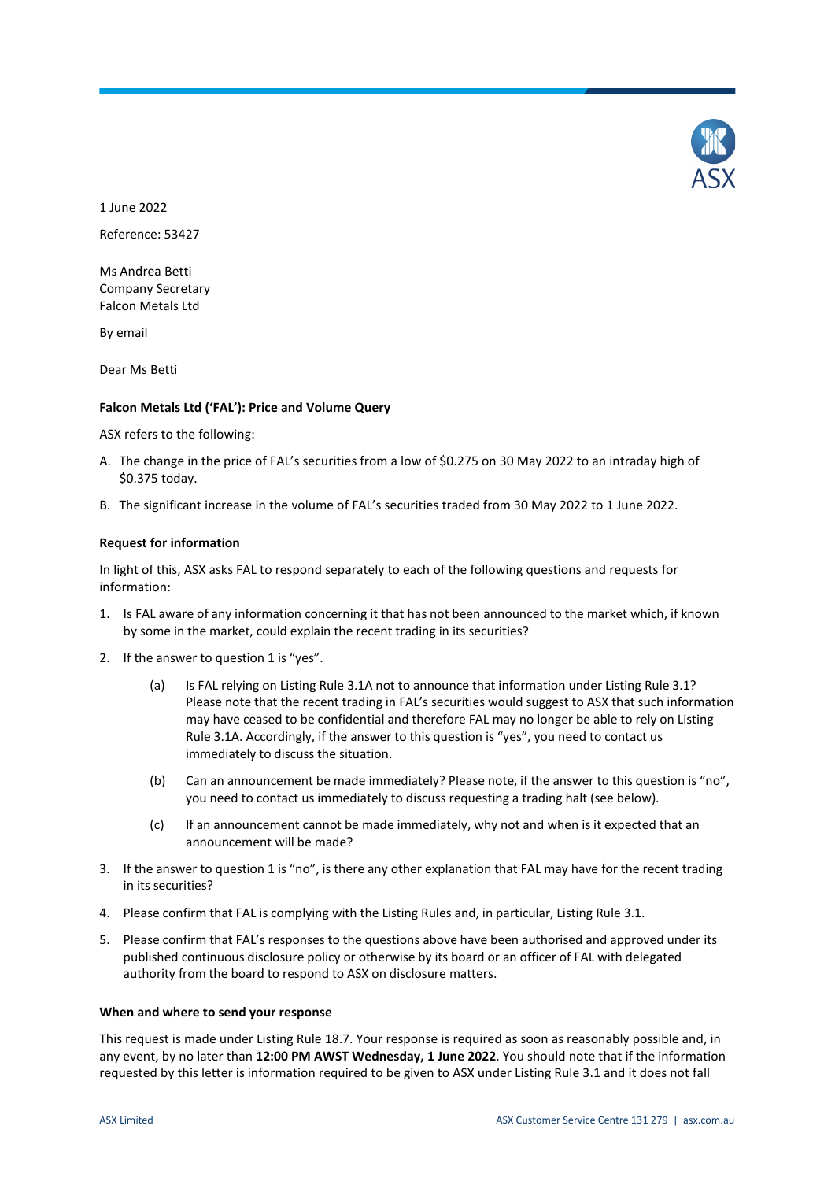1 June 2022

Reference: 53427

Ms Andrea Betti
Company Secretary
Falcon Metals Ltd

By email

Dear Ms Betti

**Falcon Metals Ltd ('FAL'): Price and Volume Query**

ASX refers to the following:

A. The change in the price of FAL's securities from a low of $0.275 on 30 May 2022 to an intraday high of $0.375 today.

B. The significant increase in the volume of FAL's securities traded from 30 May 2022 to 1 June 2022.

**Request for information**

In light of this, ASX asks FAL to respond separately to each of the following questions and requests for information:

1. Is FAL aware of any information concerning it that has not been announced to the market which, if known by some in the market, could explain the recent trading in its securities?

2. If the answer to question 1 is "yes".

   (a) Is FAL relying on Listing Rule 3.1A not to announce that information under Listing Rule 3.1? Please note that the recent trading in FAL's securities would suggest to ASX that such information may have ceased to be confidential and therefore FAL may no longer be able to rely on Listing Rule 3.1A. Accordingly, if the answer to this question is "yes", you need to contact us immediately to discuss the situation.

   (b) Can an announcement be made immediately? Please note, if the answer to this question is "no", you need to contact us immediately to discuss requesting a trading halt (see below).

   (c) If an announcement cannot be made immediately, why not and when is it expected that an announcement will be made?

3. If the answer to question 1 is "no", is there any other explanation that FAL may have for the recent trading in its securities?

4. Please confirm that FAL is complying with the Listing Rules and, in particular, Listing Rule 3.1.

5. Please confirm that FAL's responses to the questions above have been authorised and approved under its published continuous disclosure policy or otherwise by its board or an officer of FAL with delegated authority from the board to respond to ASX on disclosure matters.

**When and where to send your response**

This request is made under Listing Rule 18.7. Your response is required as soon as reasonably possible and, in any event, by no later than **12:00 PM AWST Wednesday, 1 June 2022**. You should note that if the information requested by this letter is information required to be given to ASX under Listing Rule 3.1 and it does not fall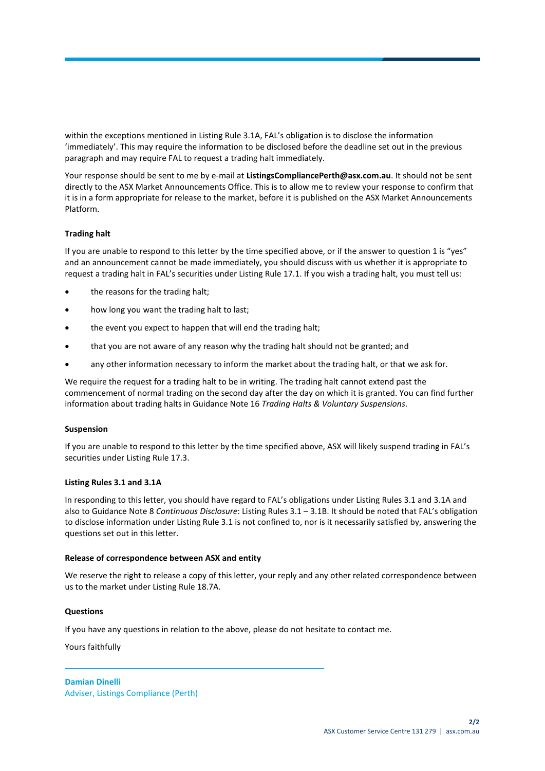within the exceptions mentioned in Listing Rule 3.1A, FAL's obligation is to disclose the information 'immediately'. This may require the information to be disclosed before the deadline set out in the previous paragraph and may require FAL to request a trading halt immediately.

Your response should be sent to me by e-mail at **ListingsCompliancePerth@asx.com.au**. It should not be sent directly to the ASX Market Announcements Office. This is to allow me to review your response to confirm that it is in a form appropriate for release to the market, before it is published on the ASX Market Announcements Platform.

**Trading halt**

If you are unable to respond to this letter by the time specified above, or if the answer to question 1 is "yes" and an announcement cannot be made immediately, you should discuss with us whether it is appropriate to request a trading halt in FAL's securities under Listing Rule 17.1. If you wish a trading halt, you must tell us:

- the reasons for the trading halt;
- how long you want the trading halt to last;
- the event you expect to happen that will end the trading halt;
- that you are not aware of any reason why the trading halt should not be granted; and
- any other information necessary to inform the market about the trading halt, or that we ask for.

We require the request for a trading halt to be in writing. The trading halt cannot extend past the commencement of normal trading on the second day after the day on which it is granted. You can find further information about trading halts in Guidance Note 16 *Trading Halts & Voluntary Suspensions*.

**Suspension**

If you are unable to respond to this letter by the time specified above, ASX will likely suspend trading in FAL's securities under Listing Rule 17.3.

**Listing Rules 3.1 and 3.1A**

In responding to this letter, you should have regard to FAL's obligations under Listing Rules 3.1 and 3.1A and also to Guidance Note 8 *Continuous Disclosure*: Listing Rules 3.1 – 3.1B. It should be noted that FAL's obligation to disclose information under Listing Rule 3.1 is not confined to, nor is it necessarily satisfied by, answering the questions set out in this letter.

**Release of correspondence between ASX and entity**

We reserve the right to release a copy of this letter, your reply and any other related correspondence between us to the market under Listing Rule 18.7A.

**Questions**

If you have any questions in relation to the above, please do not hesitate to contact me.

Yours faithfully

---

**Damian Dinelli**
Adviser, Listings Compliance (Perth)